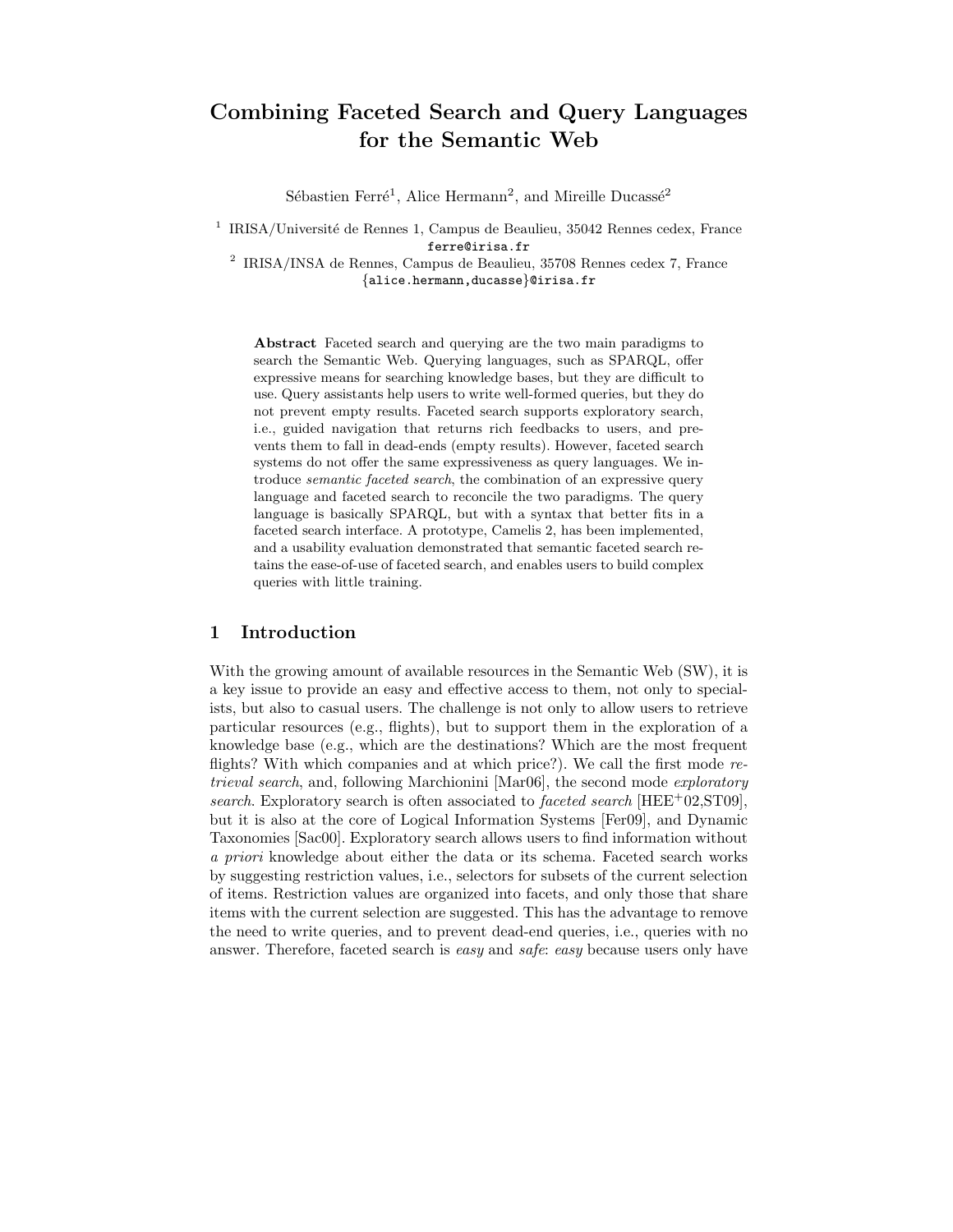# Combining Faceted Search and Query Languages for the Semantic Web

Sébastien Ferré[1], Alice Hermann[2], and Mireille Ducassé[2]

[1] IRISA/Université de Rennes 1, Campus de Beaulieu, 35042 Rennes cedex, France
ferre@irisa.fr

[2] IRISA/INSA de Rennes, Campus de Beaulieu, 35708 Rennes cedex 7, France
{alice.hermann,ducasse}@irisa.fr

**Abstract** Faceted search and querying are the two main paradigms to search the Semantic Web. Querying languages, such as SPARQL, offer expressive means for searching knowledge bases, but they are difficult to use. Query assistants help users to write well-formed queries, but they do not prevent empty results. Faceted search supports exploratory search, i.e., guided navigation that returns rich feedbacks to users, and prevents them to fall in dead-ends (empty results). However, faceted search systems do not offer the same expressiveness as query languages. We introduce *semantic faceted search*, the combination of an expressive query language and faceted search to reconcile the two paradigms. The query language is basically SPARQL, but with a syntax that better fits in a faceted search interface. A prototype, Camelis 2, has been implemented, and a usability evaluation demonstrated that semantic faceted search retains the ease-of-use of faceted search, and enables users to build complex queries with little training.

## 1 Introduction

With the growing amount of available resources in the Semantic Web (SW), it is a key issue to provide an easy and effective access to them, not only to specialists, but also to casual users. The challenge is not only to allow users to retrieve particular resources (e.g., flights), but to support them in the exploration of a knowledge base (e.g., which are the destinations? Which are the most frequent flights? With which companies and at which price?). We call the first mode *retrieval search*, and, following Marchionini [Mar06], the second mode *exploratory search*. Exploratory search is often associated to *faceted search* [HEE+02,ST09], but it is also at the core of Logical Information Systems [Fer09], and Dynamic Taxonomies [Sac00]. Exploratory search allows users to find information without *a priori* knowledge about either the data or its schema. Faceted search works by suggesting restriction values, i.e., selectors for subsets of the current selection of items. Restriction values are organized into facets, and only those that share items with the current selection are suggested. This has the advantage to remove the need to write queries, and to prevent dead-end queries, i.e., queries with no answer. Therefore, faceted search is *easy* and *safe*: *easy* because users only have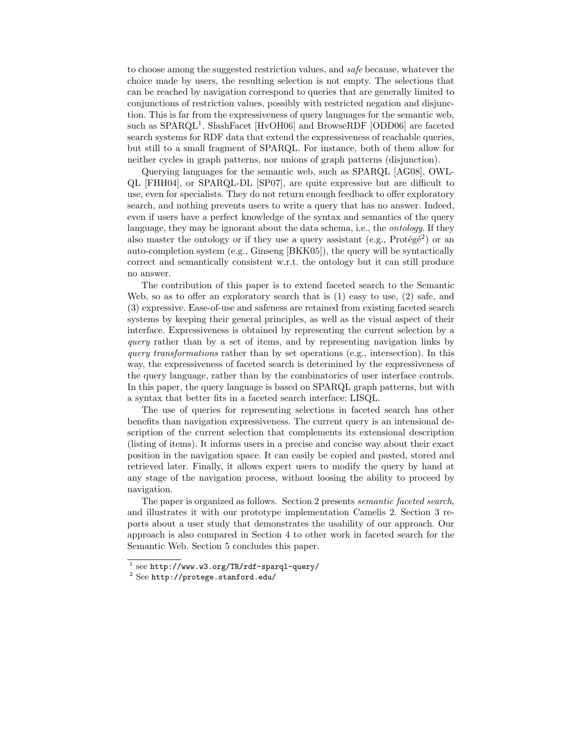to choose among the suggested restriction values, and *safe* because, whatever the choice made by users, the resulting selection is not empty. The selections that can be reached by navigation correspond to queries that are generally limited to conjunctions of restriction values, possibly with restricted negation and disjunction. This is far from the expressiveness of query languages for the semantic web, such as SPARQL[1]. SlashFacet [HvOH06] and BrowseRDF [ODD06] are faceted search systems for RDF data that extend the expressiveness of reachable queries, but still to a small fragment of SPARQL. For instance, both of them allow for neither cycles in graph patterns, nor unions of graph patterns (disjunction).

Querying languages for the semantic web, such as SPARQL [AG08], OWL-QL [FHH04], or SPARQL-DL [SP07], are quite expressive but are difficult to use, even for specialists. They do not return enough feedback to offer exploratory search, and nothing prevents users to write a query that has no answer. Indeed, even if users have a perfect knowledge of the syntax and semantics of the query language, they may be ignorant about the data schema, i.e., the *ontology*. If they also master the ontology or if they use a query assistant (e.g., Protégé[2]) or an auto-completion system (e.g., Ginseng [BKK05]), the query will be syntactically correct and semantically consistent w.r.t. the ontology but it can still produce no answer.

The contribution of this paper is to extend faceted search to the Semantic Web, so as to offer an exploratory search that is (1) easy to use, (2) safe, and (3) expressive. Ease-of-use and safeness are retained from existing faceted search systems by keeping their general principles, as well as the visual aspect of their interface. Expressiveness is obtained by representing the current selection by a *query* rather than by a set of items, and by representing navigation links by *query transformations* rather than by set operations (e.g., intersection). In this way, the expressiveness of faceted search is determined by the expressiveness of the query language, rather than by the combinatorics of user interface controls. In this paper, the query language is based on SPARQL graph patterns, but with a syntax that better fits in a faceted search interface: LISQL.

The use of queries for representing selections in faceted search has other benefits than navigation expressiveness. The current query is an intensional description of the current selection that complements its extensional description (listing of items). It informs users in a precise and concise way about their exact position in the navigation space. It can easily be copied and pasted, stored and retrieved later. Finally, it allows expert users to modify the query by hand at any stage of the navigation process, without loosing the ability to proceed by navigation.

The paper is organized as follows. Section 2 presents *semantic faceted search*, and illustrates it with our prototype implementation Camelis 2. Section 3 reports about a user study that demonstrates the usability of our approach. Our approach is also compared in Section 4 to other work in faceted search for the Semantic Web. Section 5 concludes this paper.

---

[1] see `http://www.w3.org/TR/rdf-sparql-query/`

[2] See `http://protege.stanford.edu/`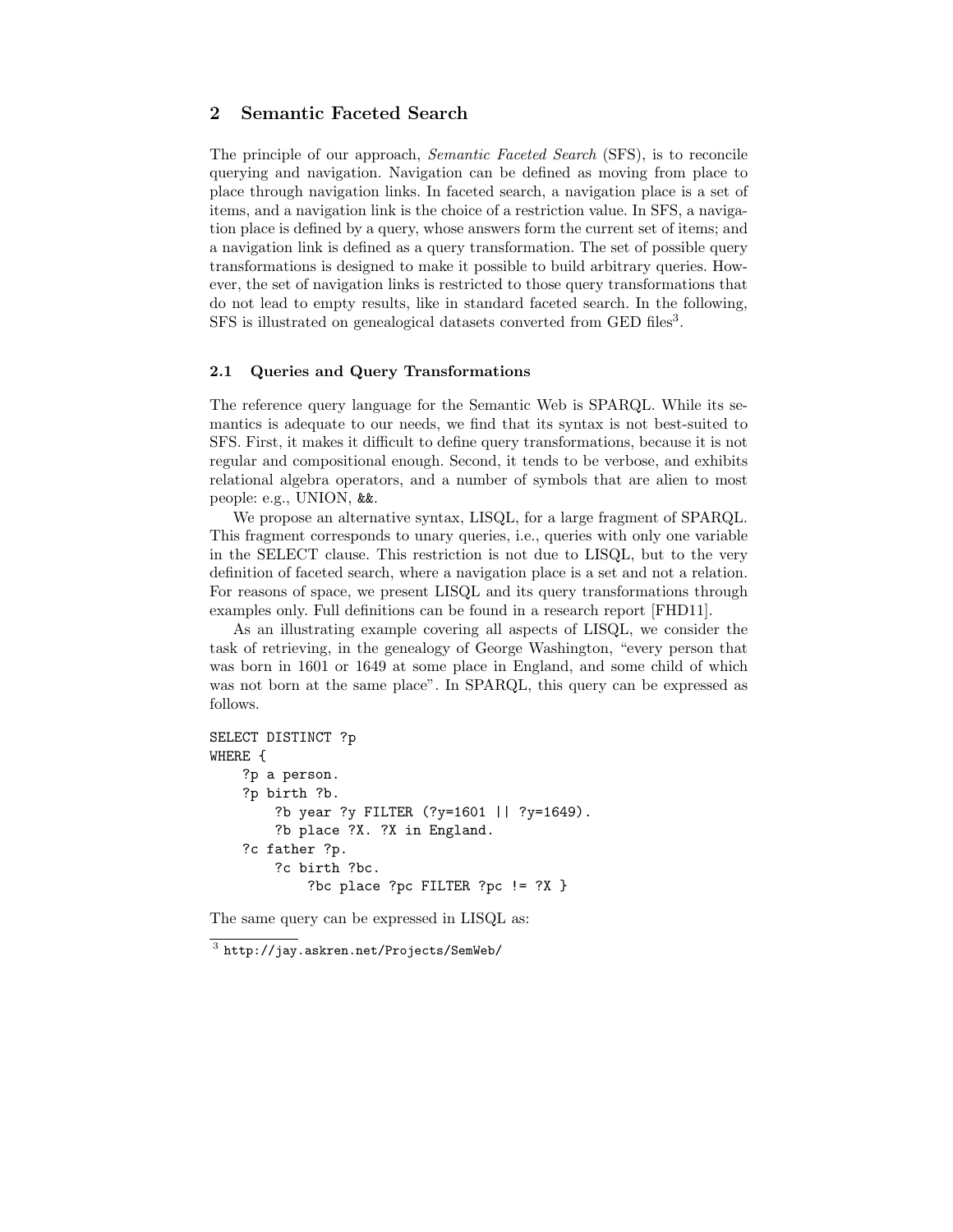## 2 Semantic Faceted Search

The principle of our approach, *Semantic Faceted Search* (SFS), is to reconcile querying and navigation. Navigation can be defined as moving from place to place through navigation links. In faceted search, a navigation place is a set of items, and a navigation link is the choice of a restriction value. In SFS, a navigation place is defined by a query, whose answers form the current set of items; and a navigation link is defined as a query transformation. The set of possible query transformations is designed to make it possible to build arbitrary queries. However, the set of navigation links is restricted to those query transformations that do not lead to empty results, like in standard faceted search. In the following, SFS is illustrated on genealogical datasets converted from GED files[3].

### 2.1 Queries and Query Transformations

The reference query language for the Semantic Web is SPARQL. While its semantics is adequate to our needs, we find that its syntax is not best-suited to SFS. First, it makes it difficult to define query transformations, because it is not regular and compositional enough. Second, it tends to be verbose, and exhibits relational algebra operators, and a number of symbols that are alien to most people: e.g., UNION, `&&`.

We propose an alternative syntax, LISQL, for a large fragment of SPARQL. This fragment corresponds to unary queries, i.e., queries with only one variable in the SELECT clause. This restriction is not due to LISQL, but to the very definition of faceted search, where a navigation place is a set and not a relation. For reasons of space, we present LISQL and its query transformations through examples only. Full definitions can be found in a research report [FHD11].

As an illustrating example covering all aspects of LISQL, we consider the task of retrieving, in the genealogy of George Washington, "every person that was born in 1601 or 1649 at some place in England, and some child of which was not born at the same place". In SPARQL, this query can be expressed as follows.

```
SELECT DISTINCT ?p
WHERE {
    ?p a person.
    ?p birth ?b.
        ?b year ?y FILTER (?y=1601 || ?y=1649).
        ?b place ?X. ?X in England.
    ?c father ?p.
        ?c birth ?bc.
            ?bc place ?pc FILTER ?pc != ?X }
```

The same query can be expressed in LISQL as:

[3] http://jay.askren.net/Projects/SemWeb/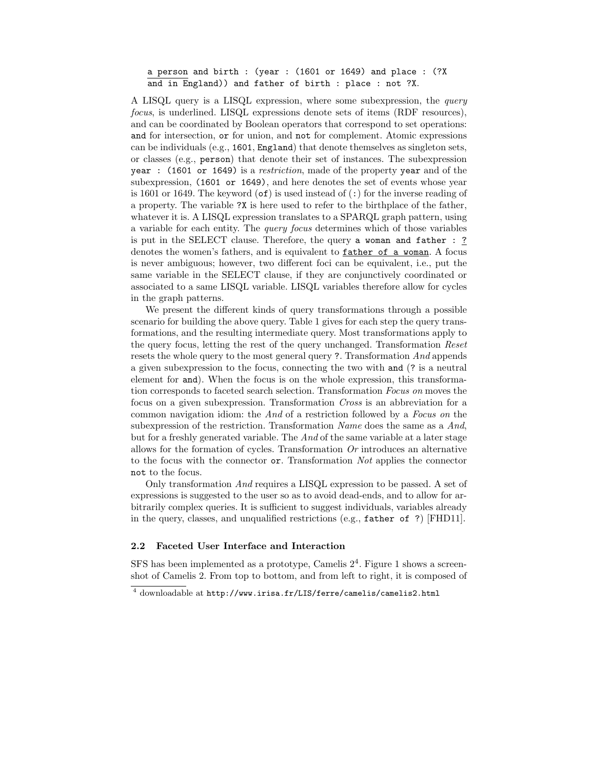`a person` and birth : (year : (1601 or 1649) and place : (?X and in England)) and father of birth : place : not ?X.

A LISQL query is a LISQL expression, where some subexpression, the *query focus*, is underlined. LISQL expressions denote sets of items (RDF resources), and can be coordinated by Boolean operators that correspond to set operations: `and` for intersection, `or` for union, and `not` for complement. Atomic expressions can be individuals (e.g., `1601`, `England`) that denote themselves as singleton sets, or classes (e.g., `person`) that denote their set of instances. The subexpression `year : (1601 or 1649)` is a *restriction*, made of the property `year` and of the subexpression, `(1601 or 1649)`, and here denotes the set of events whose year is 1601 or 1649. The keyword (`of`) is used instead of (`:`) for the inverse reading of a property. The variable `?X` is here used to refer to the birthplace of the father, whatever it is. A LISQL expression translates to a SPARQL graph pattern, using a variable for each entity. The *query focus* determines which of those variables is put in the SELECT clause. Therefore, the query `a woman and father : ?` denotes the women's fathers, and is equivalent to **`father of a woman`**. A focus is never ambiguous; however, two different foci can be equivalent, i.e., put the same variable in the SELECT clause, if they are conjunctively coordinated or associated to a same LISQL variable. LISQL variables therefore allow for cycles in the graph patterns.

We present the different kinds of query transformations through a possible scenario for building the above query. Table 1 gives for each step the query transformations, and the resulting intermediate query. Most transformations apply to the query focus, letting the rest of the query unchanged. Transformation *Reset* resets the whole query to the most general query `?`. Transformation *And* appends a given subexpression to the focus, connecting the two with `and` (`?` is a neutral element for `and`). When the focus is on the whole expression, this transformation corresponds to faceted search selection. Transformation *Focus on* moves the focus on a given subexpression. Transformation *Cross* is an abbreviation for a common navigation idiom: the *And* of a restriction followed by a *Focus on* the subexpression of the restriction. Transformation *Name* does the same as a *And*, but for a freshly generated variable. The *And* of the same variable at a later stage allows for the formation of cycles. Transformation *Or* introduces an alternative to the focus with the connector `or`. Transformation *Not* applies the connector `not` to the focus.

Only transformation *And* requires a LISQL expression to be passed. A set of expressions is suggested to the user so as to avoid dead-ends, and to allow for arbitrarily complex queries. It is sufficient to suggest individuals, variables already in the query, classes, and unqualified restrictions (e.g., `father of ?`) [FHD11].

### 2.2 Faceted User Interface and Interaction

SFS has been implemented as a prototype, Camelis 2[4]. Figure 1 shows a screenshot of Camelis 2. From top to bottom, and from left to right, it is composed of

[4] downloadable at `http://www.irisa.fr/LIS/ferre/camelis/camelis2.html`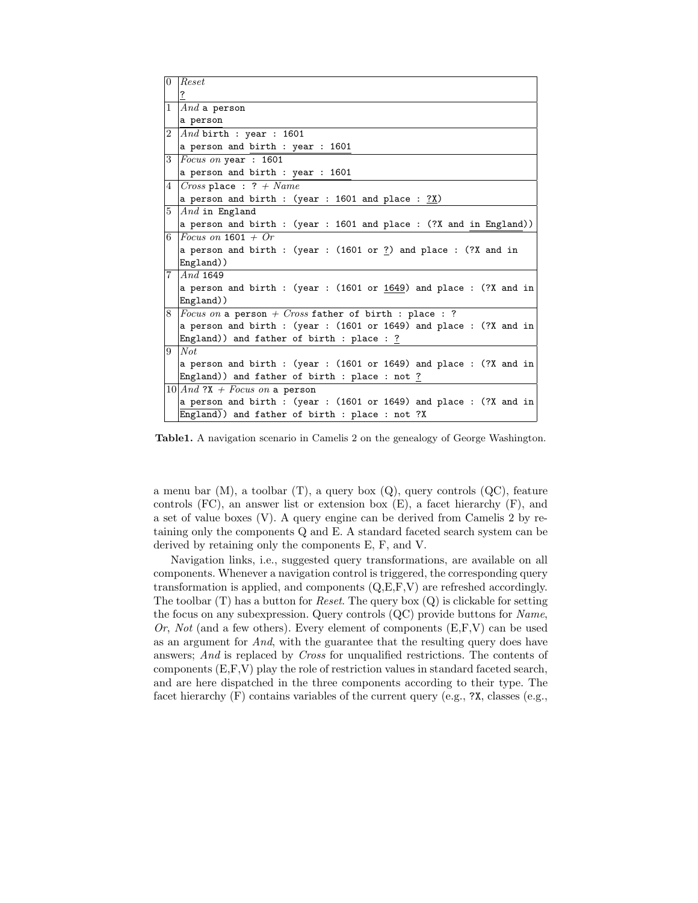| | |
|---|---|
| 0 | *Reset*<br>`?` |
| 1 | *And* `a person`<br>`a person` |
| 2 | *And* `birth : year : 1601`<br>`a person and birth : year : 1601` |
| 3 | *Focus on* `year : 1601`<br>`a person and birth : year : 1601` |
| 4 | *Cross* `place : ?` + *Name*<br>`a person and birth : (year : 1601 and place : ?X)` |
| 5 | *And* `in England`<br>`a person and birth : (year : 1601 and place : (?X and in England))` |
| 6 | *Focus on* `1601` + *Or*<br>`a person and birth : (year : (1601 or ?) and place : (?X and in England))` |
| 7 | *And* `1649`<br>`a person and birth : (year : (1601 or 1649) and place : (?X and in England))` |
| 8 | *Focus on* `a person` + *Cross* `father of birth : place : ?`<br>`a person and birth : (year : (1601 or 1649) and place : (?X and in England)) and father of birth : place : ?` |
| 9 | *Not*<br>`a person and birth : (year : (1601 or 1649) and place : (?X and in England)) and father of birth : place : not ?` |
| 10 | *And* `?X` + *Focus on* `a person`<br>`a person and birth : (year : (1601 or 1649) and place : (?X and in England)) and father of birth : place : not ?X` |

**Table1.** A navigation scenario in Camelis 2 on the genealogy of George Washington.

a menu bar (M), a toolbar (T), a query box (Q), query controls (QC), feature controls (FC), an answer list or extension box (E), a facet hierarchy (F), and a set of value boxes (V). A query engine can be derived from Camelis 2 by retaining only the components Q and E. A standard faceted search system can be derived by retaining only the components E, F, and V.

Navigation links, i.e., suggested query transformations, are available on all components. Whenever a navigation control is triggered, the corresponding query transformation is applied, and components (Q,E,F,V) are refreshed accordingly. The toolbar (T) has a button for *Reset*. The query box (Q) is clickable for setting the focus on any subexpression. Query controls (QC) provide buttons for *Name*, *Or*, *Not* (and a few others). Every element of components (E,F,V) can be used as an argument for *And*, with the guarantee that the resulting query does have answers; *And* is replaced by *Cross* for unqualified restrictions. The contents of components (E,F,V) play the role of restriction values in standard faceted search, and are here dispatched in the three components according to their type. The facet hierarchy (F) contains variables of the current query (e.g., `?X`, classes (e.g.,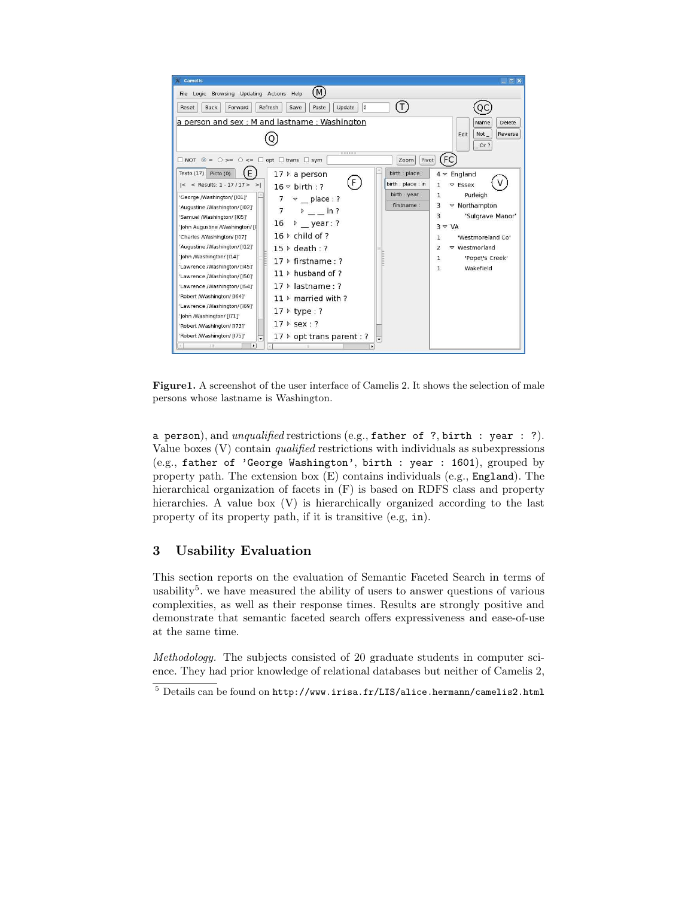**Figure1.** A screenshot of the user interface of Camelis 2. It shows the selection of male persons whose lastname is Washington.

a person), and *unqualified* restrictions (e.g., father of ?, birth : year : ?). Value boxes (V) contain *qualified* restrictions with individuals as subexpressions (e.g., father of 'George Washington', birth : year : 1601), grouped by property path. The extension box (E) contains individuals (e.g., England). The hierarchical organization of facets in (F) is based on RDFS class and property hierarchies. A value box (V) is hierarchically organized according to the last property of its property path, if it is transitive (e.g, in).

## 3 Usability Evaluation

This section reports on the evaluation of Semantic Faceted Search in terms of usability[5]. we have measured the ability of users to answer questions of various complexities, as well as their response times. Results are strongly positive and demonstrate that semantic faceted search offers expressiveness and ease-of-use at the same time.

*Methodology.* The subjects consisted of 20 graduate students in computer science. They had prior knowledge of relational databases but neither of Camelis 2,

[5] Details can be found on http://www.irisa.fr/LIS/alice.hermann/camelis2.html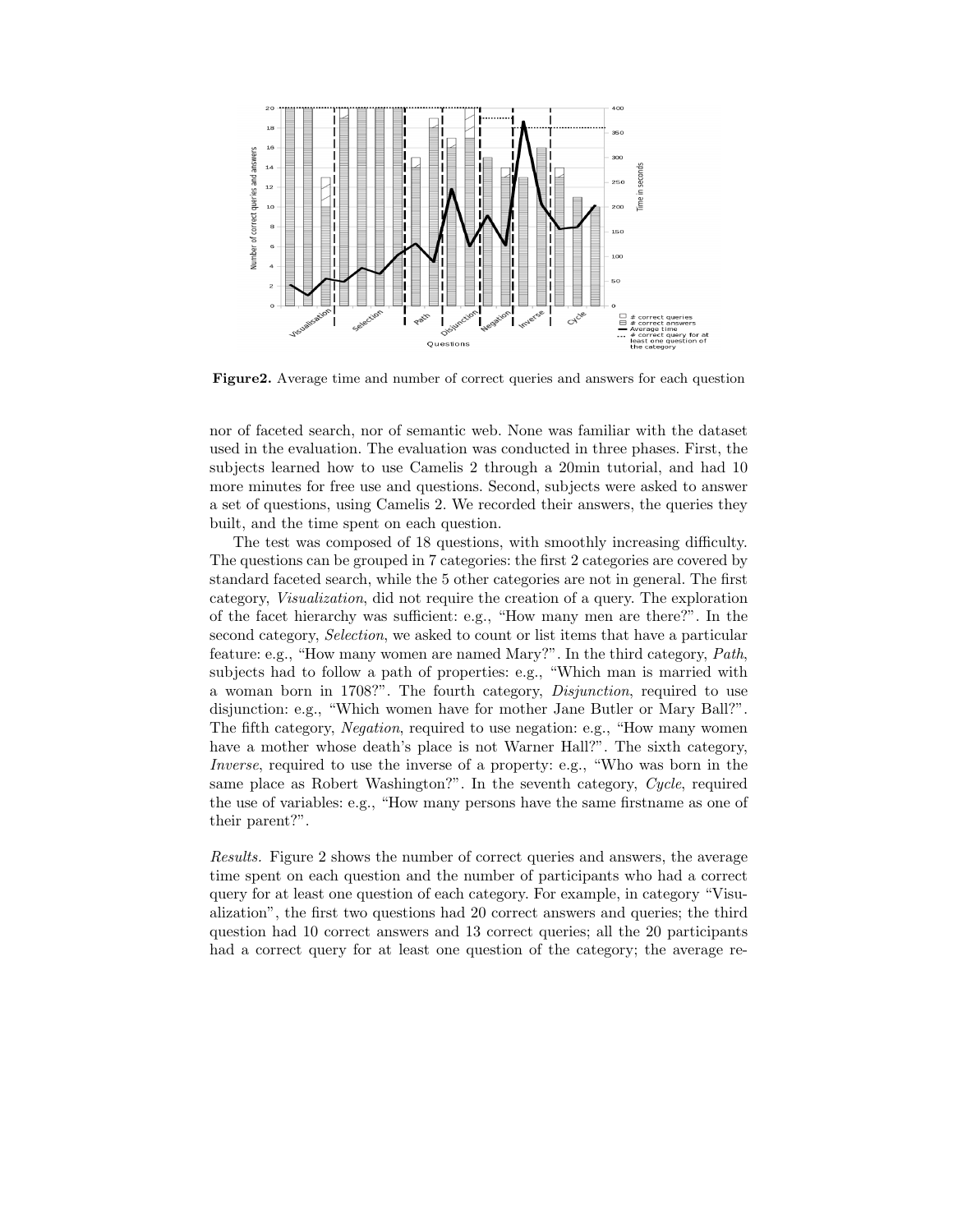**Figure2.** Average time and number of correct queries and answers for each question

nor of faceted search, nor of semantic web. None was familiar with the dataset used in the evaluation. The evaluation was conducted in three phases. First, the subjects learned how to use Camelis 2 through a 20min tutorial, and had 10 more minutes for free use and questions. Second, subjects were asked to answer a set of questions, using Camelis 2. We recorded their answers, the queries they built, and the time spent on each question.

The test was composed of 18 questions, with smoothly increasing difficulty. The questions can be grouped in 7 categories: the first 2 categories are covered by standard faceted search, while the 5 other categories are not in general. The first category, *Visualization*, did not require the creation of a query. The exploration of the facet hierarchy was sufficient: e.g., "How many men are there?". In the second category, *Selection*, we asked to count or list items that have a particular feature: e.g., "How many women are named Mary?". In the third category, *Path*, subjects had to follow a path of properties: e.g., "Which man is married with a woman born in 1708?". The fourth category, *Disjunction*, required to use disjunction: e.g., "Which women have for mother Jane Butler or Mary Ball?". The fifth category, *Negation*, required to use negation: e.g., "How many women have a mother whose death's place is not Warner Hall?". The sixth category, *Inverse*, required to use the inverse of a property: e.g., "Who was born in the same place as Robert Washington?". In the seventh category, *Cycle*, required the use of variables: e.g., "How many persons have the same firstname as one of their parent?".

*Results.* Figure 2 shows the number of correct queries and answers, the average time spent on each question and the number of participants who had a correct query for at least one question of each category. For example, in category "Visualization", the first two questions had 20 correct answers and queries; the third question had 10 correct answers and 13 correct queries; all the 20 participants had a correct query for at least one question of the category; the average re-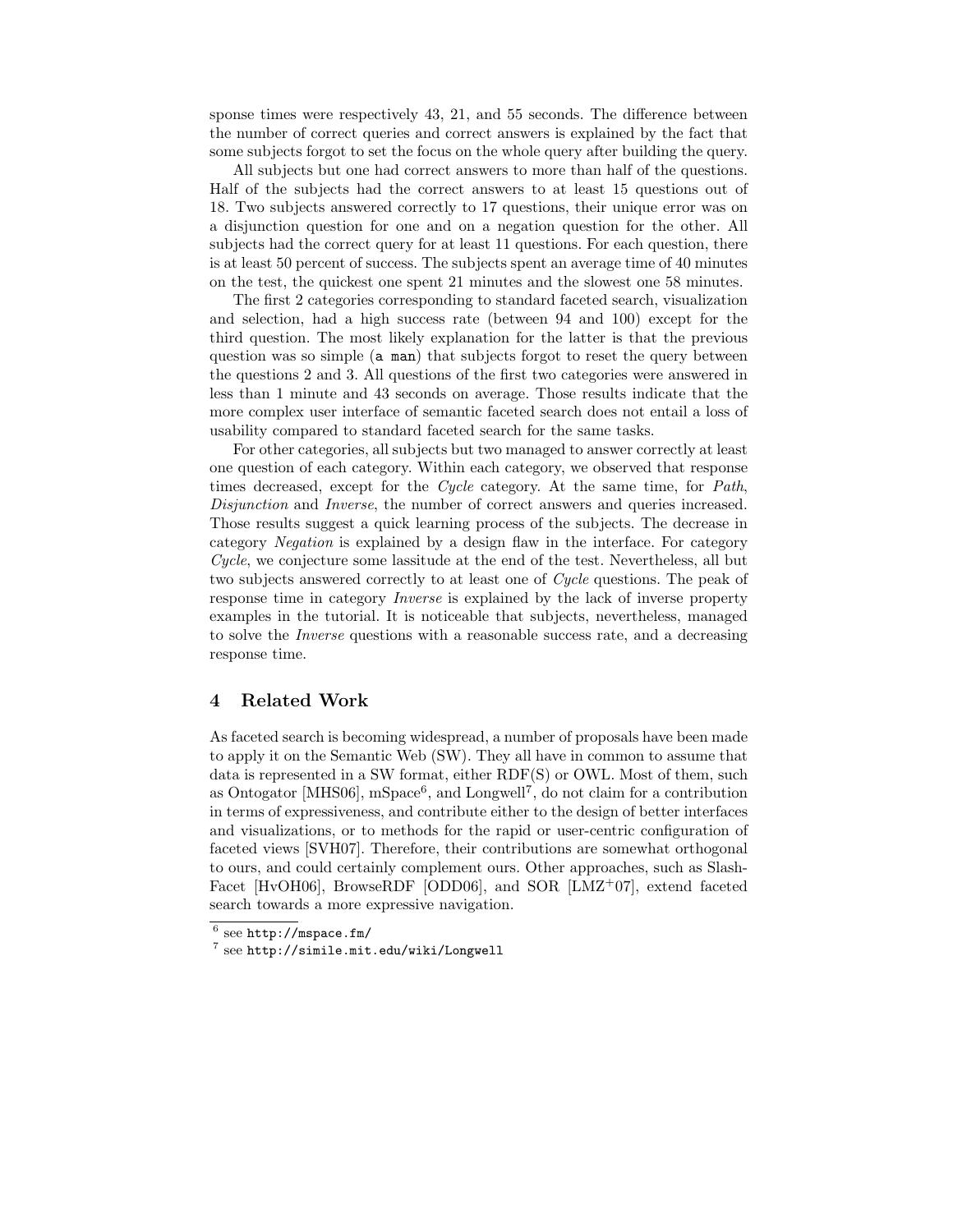sponse times were respectively 43, 21, and 55 seconds. The difference between the number of correct queries and correct answers is explained by the fact that some subjects forgot to set the focus on the whole query after building the query.

All subjects but one had correct answers to more than half of the questions. Half of the subjects had the correct answers to at least 15 questions out of 18. Two subjects answered correctly to 17 questions, their unique error was on a disjunction question for one and on a negation question for the other. All subjects had the correct query for at least 11 questions. For each question, there is at least 50 percent of success. The subjects spent an average time of 40 minutes on the test, the quickest one spent 21 minutes and the slowest one 58 minutes.

The first 2 categories corresponding to standard faceted search, visualization and selection, had a high success rate (between 94 and 100) except for the third question. The most likely explanation for the latter is that the previous question was so simple (`a man`) that subjects forgot to reset the query between the questions 2 and 3. All questions of the first two categories were answered in less than 1 minute and 43 seconds on average. Those results indicate that the more complex user interface of semantic faceted search does not entail a loss of usability compared to standard faceted search for the same tasks.

For other categories, all subjects but two managed to answer correctly at least one question of each category. Within each category, we observed that response times decreased, except for the *Cycle* category. At the same time, for *Path*, *Disjunction* and *Inverse*, the number of correct answers and queries increased. Those results suggest a quick learning process of the subjects. The decrease in category *Negation* is explained by a design flaw in the interface. For category *Cycle*, we conjecture some lassitude at the end of the test. Nevertheless, all but two subjects answered correctly to at least one of *Cycle* questions. The peak of response time in category *Inverse* is explained by the lack of inverse property examples in the tutorial. It is noticeable that subjects, nevertheless, managed to solve the *Inverse* questions with a reasonable success rate, and a decreasing response time.

## 4 Related Work

As faceted search is becoming widespread, a number of proposals have been made to apply it on the Semantic Web (SW). They all have in common to assume that data is represented in a SW format, either RDF(S) or OWL. Most of them, such as Ontogator [MHS06], mSpace[6], and Longwell[7], do not claim for a contribution in terms of expressiveness, and contribute either to the design of better interfaces and visualizations, or to methods for the rapid or user-centric configuration of faceted views [SVH07]. Therefore, their contributions are somewhat orthogonal to ours, and could certainly complement ours. Other approaches, such as Slash-Facet [HvOH06], BrowseRDF [ODD06], and SOR [LMZ+07], extend faceted search towards a more expressive navigation.

[6] see http://mspace.fm/

[7] see http://simile.mit.edu/wiki/Longwell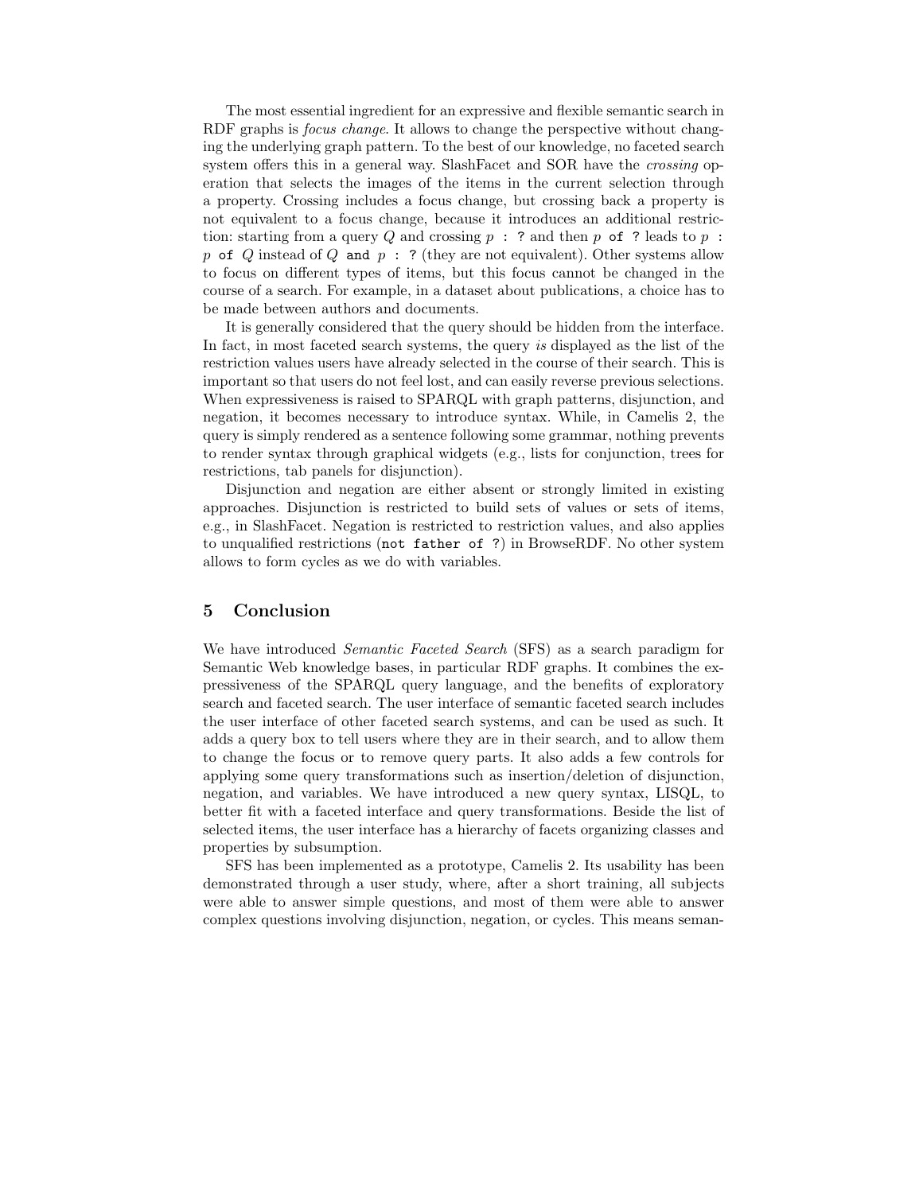The most essential ingredient for an expressive and flexible semantic search in RDF graphs is *focus change*. It allows to change the perspective without changing the underlying graph pattern. To the best of our knowledge, no faceted search system offers this in a general way. SlashFacet and SOR have the *crossing* operation that selects the images of the items in the current selection through a property. Crossing includes a focus change, but crossing back a property is not equivalent to a focus change, because it introduces an additional restriction: starting from a query $Q$ and crossing $p$ `: ?` and then $p$ `of ?` leads to $p$ `:` $p$ `of` $Q$ instead of $Q$ `and` $p$ `: ?` (they are not equivalent). Other systems allow to focus on different types of items, but this focus cannot be changed in the course of a search. For example, in a dataset about publications, a choice has to be made between authors and documents.

It is generally considered that the query should be hidden from the interface. In fact, in most faceted search systems, the query *is* displayed as the list of the restriction values users have already selected in the course of their search. This is important so that users do not feel lost, and can easily reverse previous selections. When expressiveness is raised to SPARQL with graph patterns, disjunction, and negation, it becomes necessary to introduce syntax. While, in Camelis 2, the query is simply rendered as a sentence following some grammar, nothing prevents to render syntax through graphical widgets (e.g., lists for conjunction, trees for restrictions, tab panels for disjunction).

Disjunction and negation are either absent or strongly limited in existing approaches. Disjunction is restricted to build sets of values or sets of items, e.g., in SlashFacet. Negation is restricted to restriction values, and also applies to unqualified restrictions (`not father of ?`) in BrowseRDF. No other system allows to form cycles as we do with variables.

## 5 Conclusion

We have introduced *Semantic Faceted Search* (SFS) as a search paradigm for Semantic Web knowledge bases, in particular RDF graphs. It combines the expressiveness of the SPARQL query language, and the benefits of exploratory search and faceted search. The user interface of semantic faceted search includes the user interface of other faceted search systems, and can be used as such. It adds a query box to tell users where they are in their search, and to allow them to change the focus or to remove query parts. It also adds a few controls for applying some query transformations such as insertion/deletion of disjunction, negation, and variables. We have introduced a new query syntax, LISQL, to better fit with a faceted interface and query transformations. Beside the list of selected items, the user interface has a hierarchy of facets organizing classes and properties by subsumption.

SFS has been implemented as a prototype, Camelis 2. Its usability has been demonstrated through a user study, where, after a short training, all subjects were able to answer simple questions, and most of them were able to answer complex questions involving disjunction, negation, or cycles. This means seman-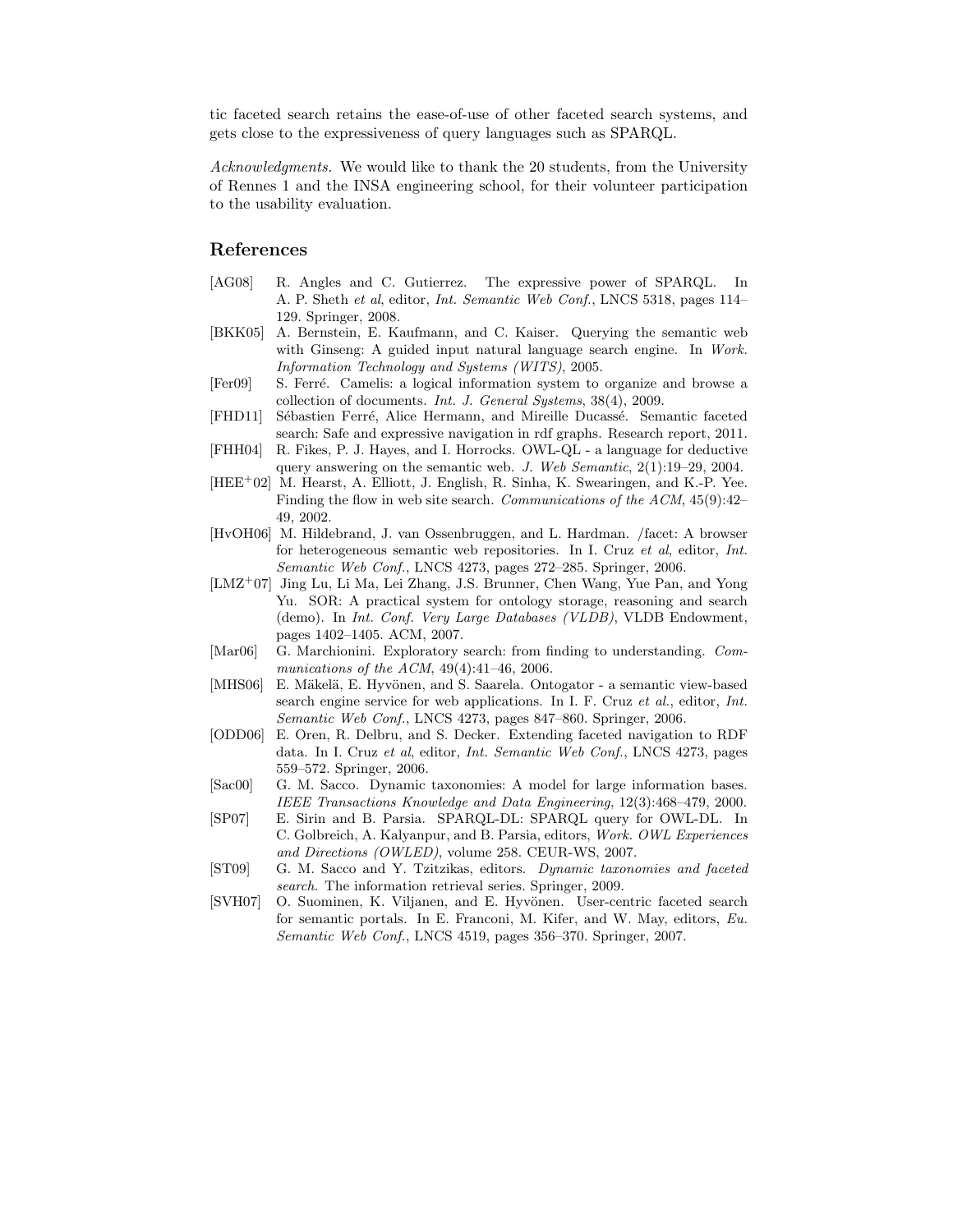tic faceted search retains the ease-of-use of other faceted search systems, and gets close to the expressiveness of query languages such as SPARQL.

*Acknowledgments.* We would like to thank the 20 students, from the University of Rennes 1 and the INSA engineering school, for their volunteer participation to the usability evaluation.

## References

[AG08] R. Angles and C. Gutierrez. The expressive power of SPARQL. In A. P. Sheth *et al*, editor, *Int. Semantic Web Conf.*, LNCS 5318, pages 114–129. Springer, 2008.

[BKK05] A. Bernstein, E. Kaufmann, and C. Kaiser. Querying the semantic web with Ginseng: A guided input natural language search engine. In *Work. Information Technology and Systems (WITS)*, 2005.

[Fer09] S. Ferré. Camelis: a logical information system to organize and browse a collection of documents. *Int. J. General Systems*, 38(4), 2009.

[FHD11] Sébastien Ferré, Alice Hermann, and Mireille Ducassé. Semantic faceted search: Safe and expressive navigation in rdf graphs. Research report, 2011.

[FHH04] R. Fikes, P. J. Hayes, and I. Horrocks. OWL-QL - a language for deductive query answering on the semantic web. *J. Web Semantic*, 2(1):19–29, 2004.

[HEE+02] M. Hearst, A. Elliott, J. English, R. Sinha, K. Swearingen, and K.-P. Yee. Finding the flow in web site search. *Communications of the ACM*, 45(9):42–49, 2002.

[HvOH06] M. Hildebrand, J. van Ossenbruggen, and L. Hardman. /facet: A browser for heterogeneous semantic web repositories. In I. Cruz *et al*, editor, *Int. Semantic Web Conf.*, LNCS 4273, pages 272–285. Springer, 2006.

[LMZ+07] Jing Lu, Li Ma, Lei Zhang, J.S. Brunner, Chen Wang, Yue Pan, and Yong Yu. SOR: A practical system for ontology storage, reasoning and search (demo). In *Int. Conf. Very Large Databases (VLDB)*, VLDB Endowment, pages 1402–1405. ACM, 2007.

[Mar06] G. Marchionini. Exploratory search: from finding to understanding. *Communications of the ACM*, 49(4):41–46, 2006.

[MHS06] E. Mäkelä, E. Hyvönen, and S. Saarela. Ontogator - a semantic view-based search engine service for web applications. In I. F. Cruz *et al.*, editor, *Int. Semantic Web Conf.*, LNCS 4273, pages 847–860. Springer, 2006.

[ODD06] E. Oren, R. Delbru, and S. Decker. Extending faceted navigation to RDF data. In I. Cruz *et al*, editor, *Int. Semantic Web Conf.*, LNCS 4273, pages 559–572. Springer, 2006.

[Sac00] G. M. Sacco. Dynamic taxonomies: A model for large information bases. *IEEE Transactions Knowledge and Data Engineering*, 12(3):468–479, 2000.

[SP07] E. Sirin and B. Parsia. SPARQL-DL: SPARQL query for OWL-DL. In C. Golbreich, A. Kalyanpur, and B. Parsia, editors, *Work. OWL Experiences and Directions (OWLED)*, volume 258. CEUR-WS, 2007.

[ST09] G. M. Sacco and Y. Tzitzikas, editors. *Dynamic taxonomies and faceted search*. The information retrieval series. Springer, 2009.

[SVH07] O. Suominen, K. Viljanen, and E. Hyvönen. User-centric faceted search for semantic portals. In E. Franconi, M. Kifer, and W. May, editors, *Eu. Semantic Web Conf.*, LNCS 4519, pages 356–370. Springer, 2007.